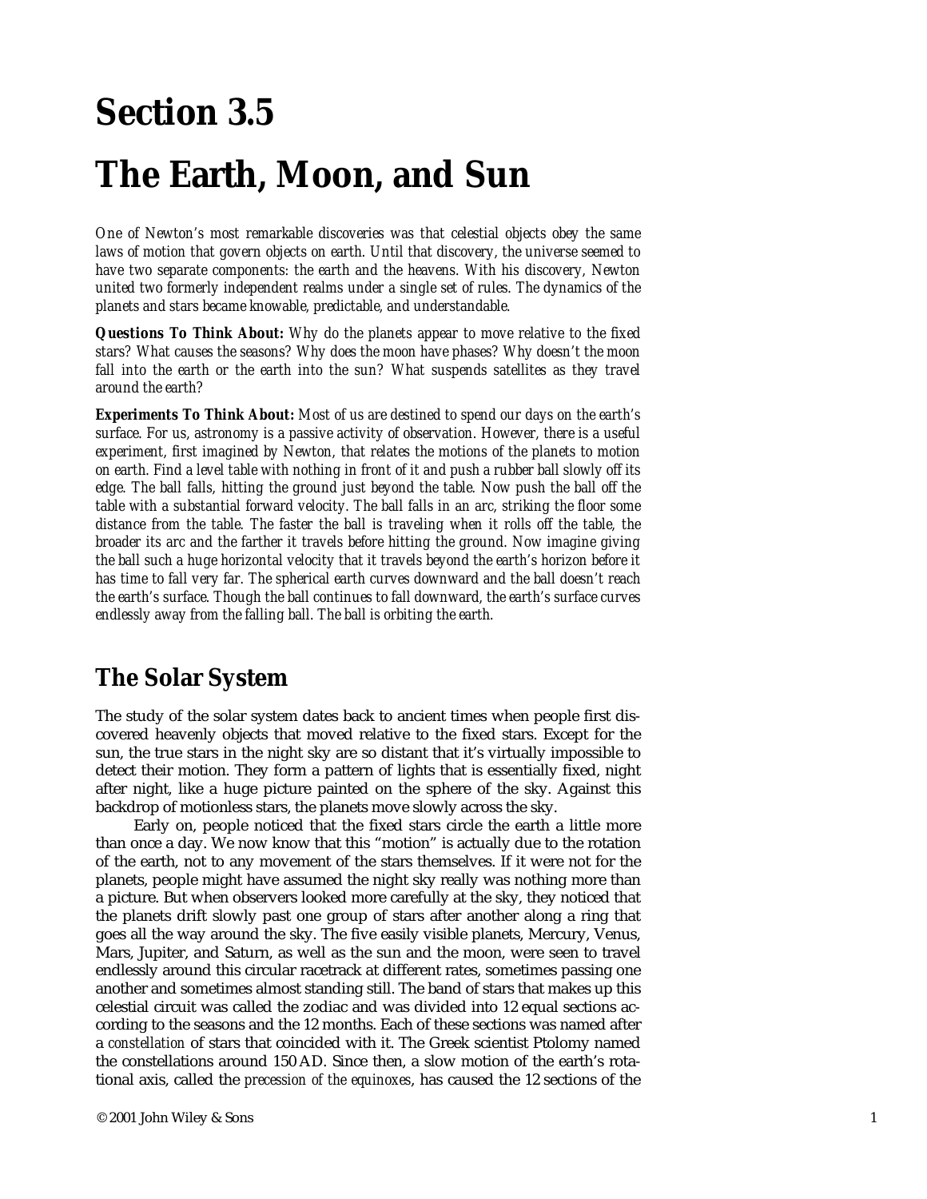# Section 3.5

# The Earth, Moon, and Sun

*One of Newton's most remarkable discoveries was that celestial objects obey the same laws of motion that govern objects on earth. Until that discovery, the universe seemed to have two separate components: the earth and the heavens. With his discovery, Newton united two formerly independent realms under a single set of rules. The dynamics of the planets and stars became knowable, predictable, and understandable.*

**Questions To Think About:** *Why do the planets appear to move relative to the fixed stars? What causes the seasons? Why does the moon have phases? Why doesn't the moon fall into the earth or the earth into the sun? What suspends satellites as they travel around the earth?*

**Experiments To Think About:** *Most of us are destined to spend our days on the earth's surface. For us, astronomy is a passive activity of observation. However, there is a useful experiment, first imagined by Newton, that relates the motions of the planets to motion on earth. Find a level table with nothing in front of it and push a rubber ball slowly off its edge. The ball falls, hitting the ground just beyond the table. Now push the ball off the table with a substantial forward velocity. The ball falls in an arc, striking the floor some distance from the table. The faster the ball is traveling when it rolls off the table, the broader its arc and the farther it travels before hitting the ground. Now imagine giving the ball such a huge horizontal velocity that it travels beyond the earth's horizon before it has time to fall very far. The spherical earth curves downward and the ball doesn't reach the earth's surface. Though the ball continues to fall downward, the earth's surface curves endlessly away from the falling ball. The ball is orbiting the earth.*

## The Solar System

The study of the solar system dates back to ancient times when people first discovered heavenly objects that moved relative to the fixed stars. Except for the sun, the true stars in the night sky are so distant that it's virtually impossible to detect their motion. They form a pattern of lights that is essentially fixed, night after night, like a huge picture painted on the sphere of the sky. Against this backdrop of motionless stars, the planets move slowly across the sky.

Early on, people noticed that the fixed stars circle the earth a little more than once a day. We now know that this "motion" is actually due to the rotation of the earth, not to any movement of the stars themselves. If it were not for the planets, people might have assumed the night sky really was nothing more than a picture. But when observers looked more carefully at the sky, they noticed that the planets drift slowly past one group of stars after another along a ring that goes all the way around the sky. The five easily visible planets, Mercury, Venus, Mars, Jupiter, and Saturn, as well as the sun and the moon, were seen to travel endlessly around this circular racetrack at different rates, sometimes passing one another and sometimes almost standing still. The band of stars that makes up this celestial circuit was called the zodiac and was divided into 12 equal sections according to the seasons and the 12 months. Each of these sections was named after a *constellation* of stars that coincided with it. The Greek scientist Ptolomy named the constellations around 150 AD. Since then, a slow motion of the earth's rotational axis, called the *precession of the equinoxes*, has caused the 12 sections of the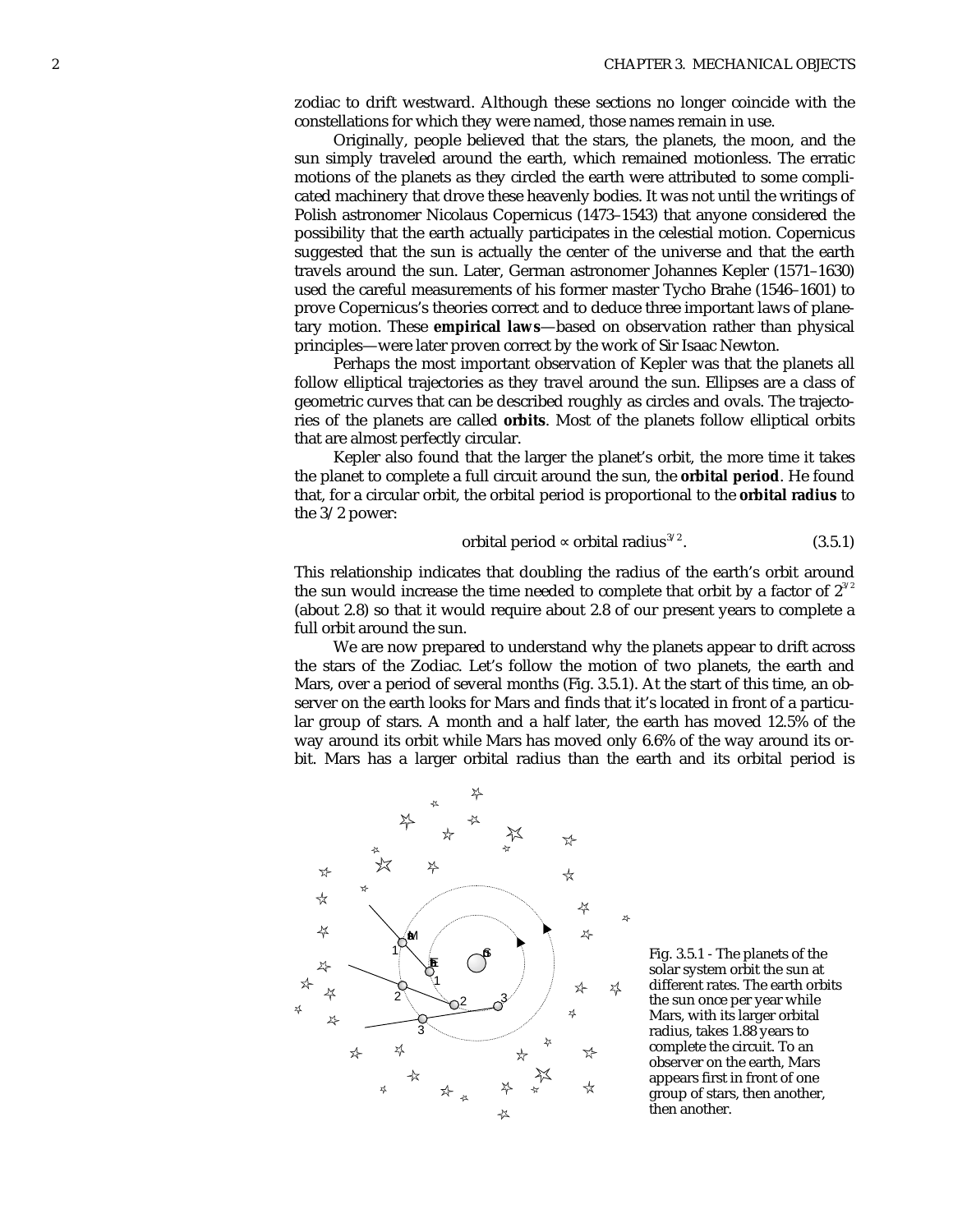zodiac to drift westward. Although these sections no longer coincide with the constellations for which they were named, those names remain in use.

Originally, people believed that the stars, the planets, the moon, and the sun simply traveled around the earth, which remained motionless. The erratic motions of the planets as they circled the earth were attributed to some complicated machinery that drove these heavenly bodies. It was not until the writings of Polish astronomer Nicolaus Copernicus (1473–1543) that anyone considered the possibility that the earth actually participates in the celestial motion. Copernicus suggested that the sun is actually the center of the universe and that the earth travels around the sun. Later, German astronomer Johannes Kepler (1571–1630) used the careful measurements of his former master Tycho Brahe (1546–1601) to prove Copernicus's theories correct and to deduce three important laws of planetary motion. These **empirical laws**—based on observation rather than physical principles—were later proven correct by the work of Sir Isaac Newton.

Perhaps the most important observation of Kepler was that the planets all follow elliptical trajectories as they travel around the sun. Ellipses are a class of geometric curves that can be described roughly as circles and ovals. The trajectories of the planets are called **orbits**. Most of the planets follow elliptical orbits that are almost perfectly circular.

Kepler also found that the larger the planet's orbit, the more time it takes the planet to complete a full circuit around the sun, the **orbital period**. He found that, for a circular orbit, the orbital period is proportional to the **orbital radius** to the 3/2 power:

$$\text{orbital period} \propto \text{orbital radius}^{3/2}. \tag{3.5.1}$$

This relationship indicates that doubling the radius of the earth's orbit around the sun would increase the time needed to complete that orbit by a factor of $2^{3/2}$ (about 2.8) so that it would require about 2.8 of our present years to complete a full orbit around the sun.

We are now prepared to understand why the planets appear to drift across the stars of the Zodiac. Let's follow the motion of two planets, the earth and Mars, over a period of several months (Fig. 3.5.1). At the start of this time, an observer on the earth looks for Mars and finds that it's located in front of a particular group of stars. A month and a half later, the earth has moved 12.5% of the way around its orbit while Mars has moved only 6.6% of the way around its orbit. Mars has a larger orbital radius than the earth and its orbital period is

Fig. 3.5.1 - The planets of the solar system orbit the sun at different rates. The earth orbits the sun once per year while Mars, with its larger orbital radius, takes 1.88 years to complete the circuit. To an observer on the earth, Mars appears first in front of one group of stars, then another, then another.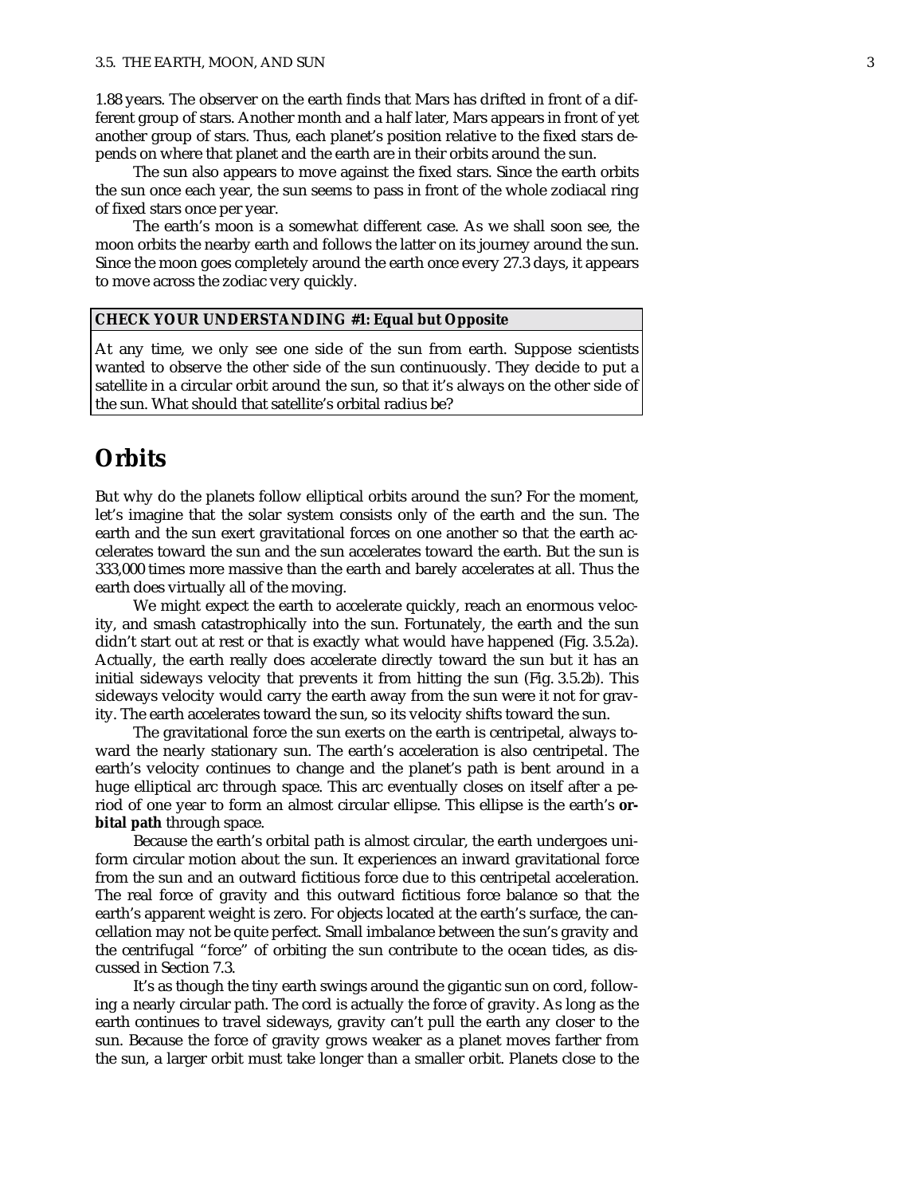1.88 years. The observer on the earth finds that Mars has drifted in front of a different group of stars. Another month and a half later, Mars appears in front of yet another group of stars. Thus, each planet's position relative to the fixed stars depends on where that planet and the earth are in their orbits around the sun.

The sun also appears to move against the fixed stars. Since the earth orbits the sun once each year, the sun seems to pass in front of the whole zodiacal ring of fixed stars once per year.

The earth's moon is a somewhat different case. As we shall soon see, the moon orbits the nearby earth and follows the latter on its journey around the sun. Since the moon goes completely around the earth once every 27.3 days, it appears to move across the zodiac very quickly.

**CHECK YOUR UNDERSTANDING #1: Equal but Opposite**

At any time, we only see one side of the sun from earth. Suppose scientists wanted to observe the other side of the sun continuously. They decide to put a satellite in a circular orbit around the sun, so that it's always on the other side of the sun. What should that satellite's orbital radius be?

## Orbits

But why do the planets follow elliptical orbits around the sun? For the moment, let's imagine that the solar system consists only of the earth and the sun. The earth and the sun exert gravitational forces on one another so that the earth accelerates toward the sun and the sun accelerates toward the earth. But the sun is 333,000 times more massive than the earth and barely accelerates at all. Thus the earth does virtually all of the moving.

We might expect the earth to accelerate quickly, reach an enormous velocity, and smash catastrophically into the sun. Fortunately, the earth and the sun didn't start out at rest or that is exactly what would have happened (Fig. 3.5.2*a*). Actually, the earth really does accelerate directly toward the sun but it has an initial sideways velocity that prevents it from hitting the sun (Fig. 3.5.2*b*). This sideways velocity would carry the earth away from the sun were it not for gravity. The earth accelerates toward the sun, so its velocity shifts toward the sun.

The gravitational force the sun exerts on the earth is centripetal, always toward the nearly stationary sun. The earth's acceleration is also centripetal. The earth's velocity continues to change and the planet's path is bent around in a huge elliptical arc through space. This arc eventually closes on itself after a period of one year to form an almost circular ellipse. This ellipse is the earth's **orbital path** through space.

Because the earth's orbital path is almost circular, the earth undergoes uniform circular motion about the sun. It experiences an inward gravitational force from the sun and an outward fictitious force due to this centripetal acceleration. The real force of gravity and this outward fictitious force balance so that the earth's apparent weight is zero. For objects located at the earth's surface, the cancellation may not be quite perfect. Small imbalance between the sun's gravity and the centrifugal "force" of orbiting the sun contribute to the ocean tides, as discussed in Section 7.3.

It's as though the tiny earth swings around the gigantic sun on cord, following a nearly circular path. The cord is actually the force of gravity. As long as the earth continues to travel sideways, gravity can't pull the earth any closer to the sun. Because the force of gravity grows weaker as a planet moves farther from the sun, a larger orbit must take longer than a smaller orbit. Planets close to the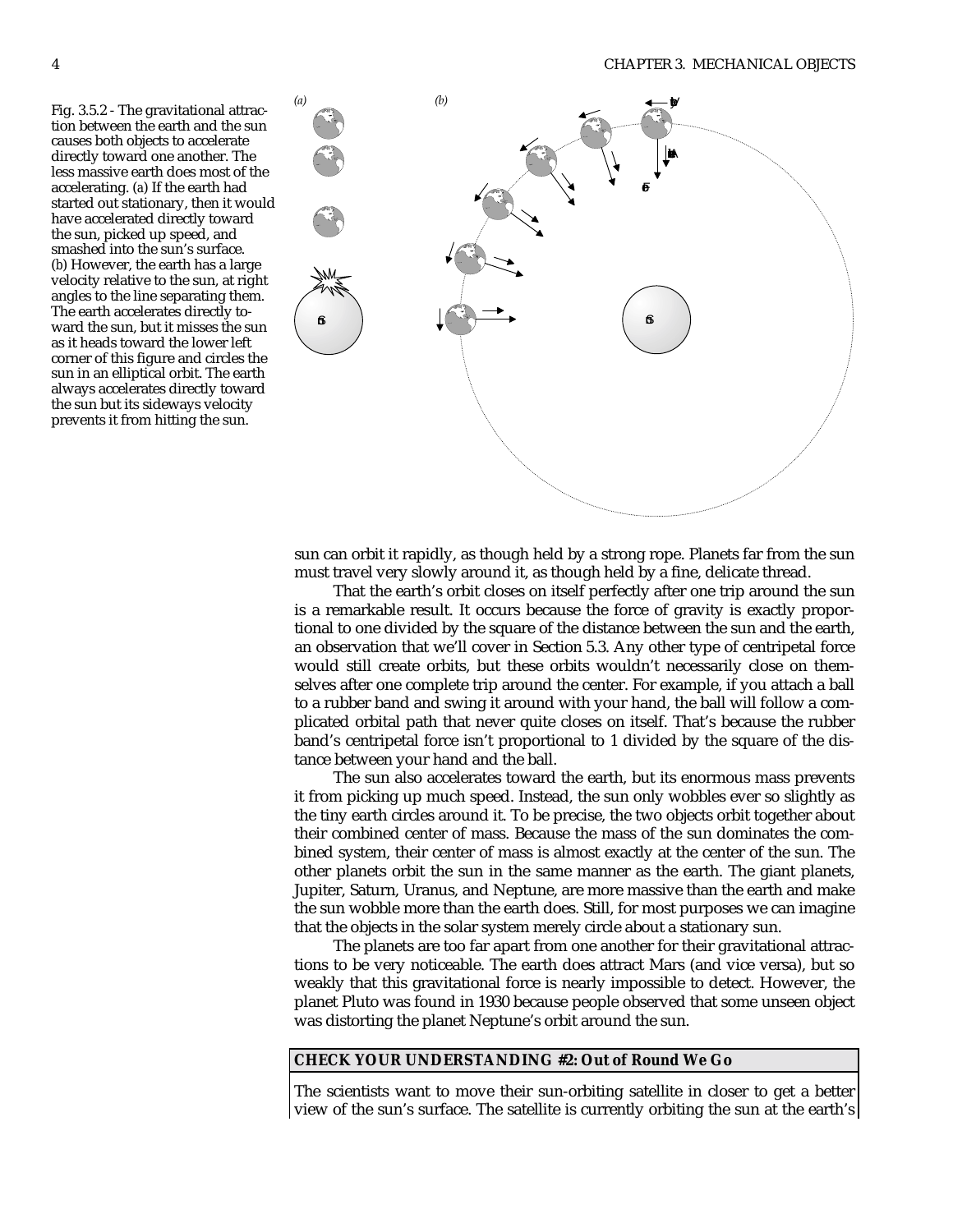Fig. 3.5.2 - The gravitational attraction between the earth and the sun causes both objects to accelerate directly toward one another. The less massive earth does most of the accelerating. (a) If the earth had started out stationary, then it would have accelerated directly toward the sun, picked up speed, and smashed into the sun's surface. (b) However, the earth has a large velocity relative to the sun, at right angles to the line separating them. The earth accelerates directly toward the sun, but it misses the sun as it heads toward the lower left corner of this figure and circles the sun in an elliptical orbit. The earth always accelerates directly toward the sun but its sideways velocity prevents it from hitting the sun.

(a)

(b)

sun can orbit it rapidly, as though held by a strong rope. Planets far from the sun must travel very slowly around it, as though held by a fine, delicate thread.

That the earth's orbit closes on itself perfectly after one trip around the sun is a remarkable result. It occurs because the force of gravity is exactly proportional to one divided by the square of the distance between the sun and the earth, an observation that we'll cover in Section 5.3. Any other type of centripetal force would still create orbits, but these orbits wouldn't necessarily close on themselves after one complete trip around the center. For example, if you attach a ball to a rubber band and swing it around with your hand, the ball will follow a complicated orbital path that never quite closes on itself. That's because the rubber band's centripetal force isn't proportional to 1 divided by the square of the distance between your hand and the ball.

The sun also accelerates toward the earth, but its enormous mass prevents it from picking up much speed. Instead, the sun only wobbles ever so slightly as the tiny earth circles around it. To be precise, the two objects orbit together about their combined center of mass. Because the mass of the sun dominates the combined system, their center of mass is almost exactly at the center of the sun. The other planets orbit the sun in the same manner as the earth. The giant planets, Jupiter, Saturn, Uranus, and Neptune, are more massive than the earth and make the sun wobble more than the earth does. Still, for most purposes we can imagine that the objects in the solar system merely circle about a stationary sun.

The planets are too far apart from one another for their gravitational attractions to be very noticeable. The earth does attract Mars (and vice versa), but so weakly that this gravitational force is nearly impossible to detect. However, the planet Pluto was found in 1930 because people observed that some unseen object was distorting the planet Neptune's orbit around the sun.

**CHECK YOUR UNDERSTANDING #2: Out of Round We Go**

The scientists want to move their sun-orbiting satellite in closer to get a better view of the sun's surface. The satellite is currently orbiting the sun at the earth's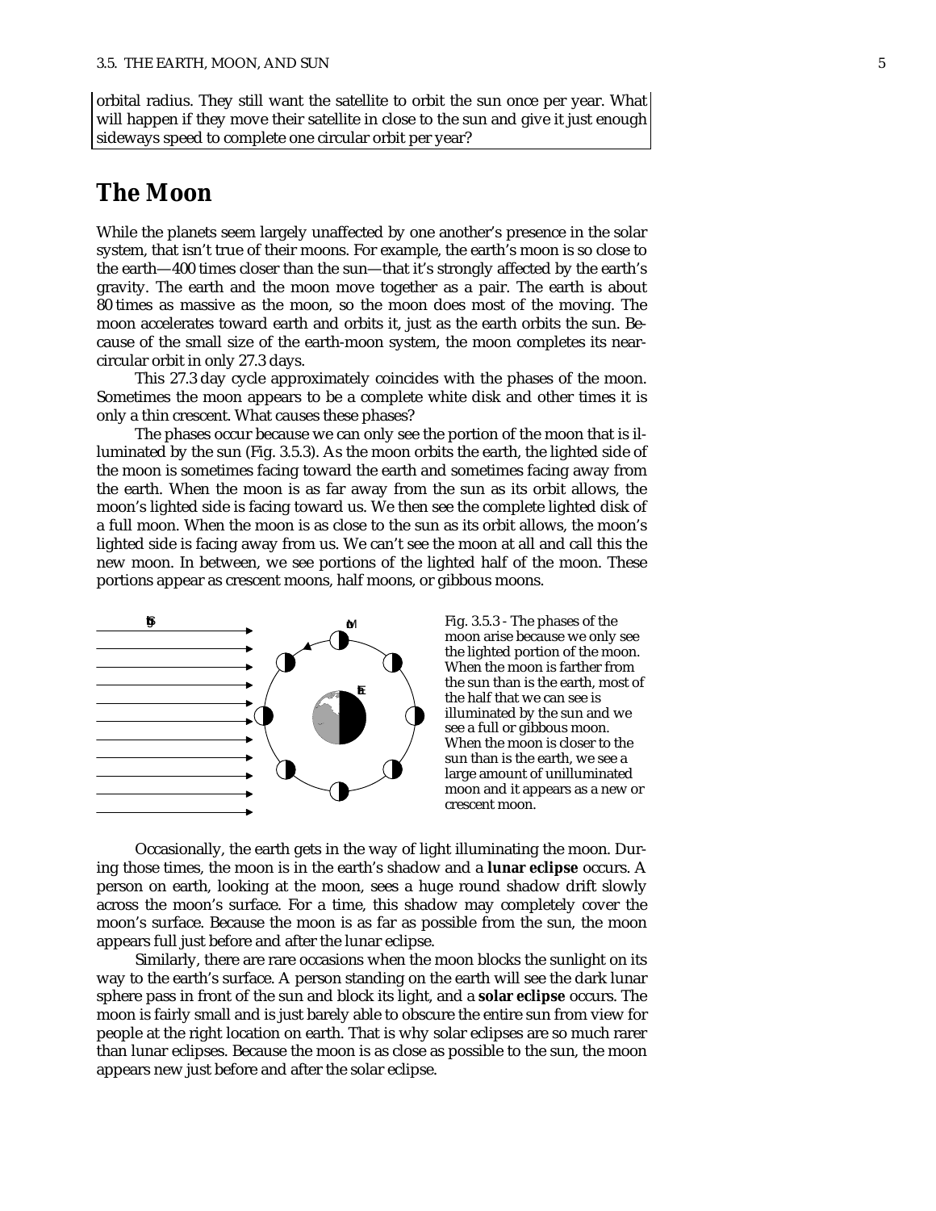orbital radius. They still want the satellite to orbit the sun once per year. What will happen if they move their satellite in close to the sun and give it just enough sideways speed to complete one circular orbit per year?

## The Moon

While the planets seem largely unaffected by one another's presence in the solar system, that isn't true of their moons. For example, the earth's moon is so close to the earth—400 times closer than the sun—that it's strongly affected by the earth's gravity. The earth and the moon move together as a pair. The earth is about 80 times as massive as the moon, so the moon does most of the moving. The moon accelerates toward earth and orbits it, just as the earth orbits the sun. Because of the small size of the earth-moon system, the moon completes its near-circular orbit in only 27.3 days.

This 27.3 day cycle approximately coincides with the phases of the moon. Sometimes the moon appears to be a complete white disk and other times it is only a thin crescent. What causes these phases?

The phases occur because we can only see the portion of the moon that is illuminated by the sun (Fig. 3.5.3). As the moon orbits the earth, the lighted side of the moon is sometimes facing toward the earth and sometimes facing away from the earth. When the moon is as far away from the sun as its orbit allows, the moon's lighted side is facing toward us. We then see the complete lighted disk of a full moon. When the moon is as close to the sun as its orbit allows, the moon's lighted side is facing away from us. We can't see the moon at all and call this the new moon. In between, we see portions of the lighted half of the moon. These portions appear as crescent moons, half moons, or gibbous moons.

Fig. 3.5.3 - The phases of the moon arise because we only see the lighted portion of the moon. When the moon is farther from the sun than is the earth, most of the half that we can see is illuminated by the sun and we see a full or gibbous moon. When the moon is closer to the sun than is the earth, we see a large amount of unilluminated moon and it appears as a new or crescent moon.

Occasionally, the earth gets in the way of light illuminating the moon. During those times, the moon is in the earth's shadow and a **lunar eclipse** occurs. A person on earth, looking at the moon, sees a huge round shadow drift slowly across the moon's surface. For a time, this shadow may completely cover the moon's surface. Because the moon is as far as possible from the sun, the moon appears full just before and after the lunar eclipse.

Similarly, there are rare occasions when the moon blocks the sunlight on its way to the earth's surface. A person standing on the earth will see the dark lunar sphere pass in front of the sun and block its light, and a **solar eclipse** occurs. The moon is fairly small and is just barely able to obscure the entire sun from view for people at the right location on earth. That is why solar eclipses are so much rarer than lunar eclipses. Because the moon is as close as possible to the sun, the moon appears new just before and after the solar eclipse.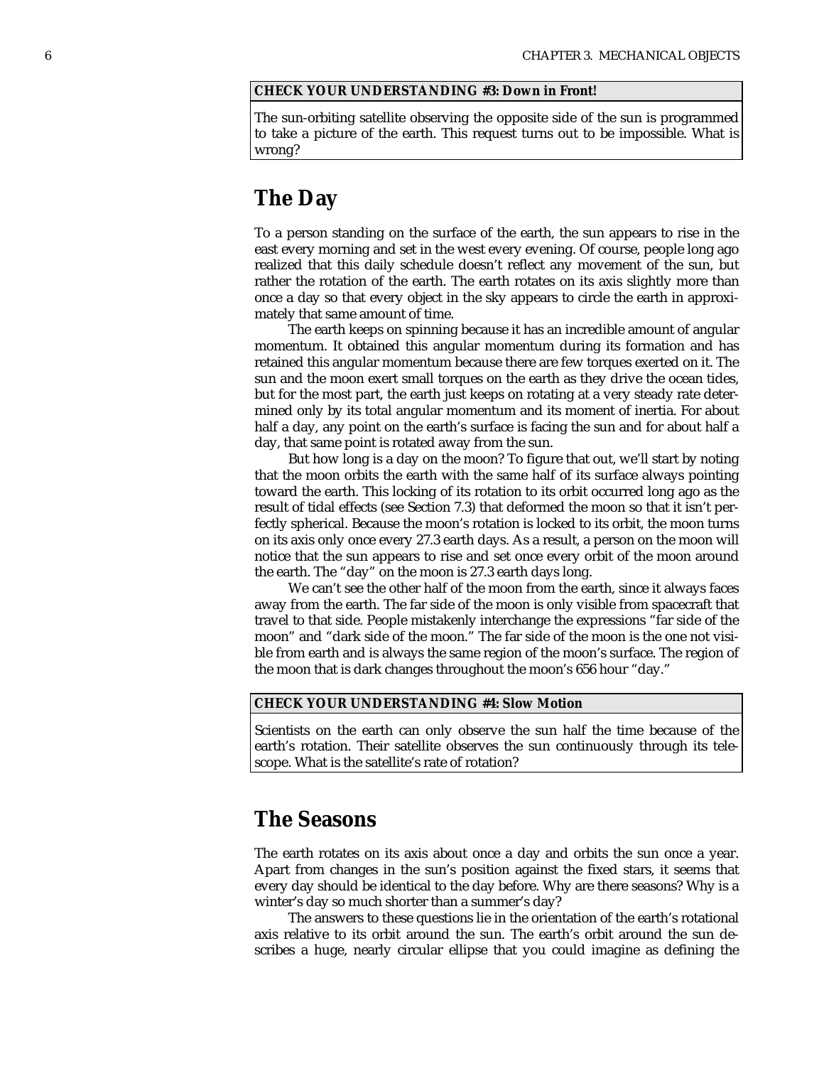**CHECK YOUR UNDERSTANDING #3: Down in Front!**

The sun-orbiting satellite observing the opposite side of the sun is programmed to take a picture of the earth. This request turns out to be impossible. What is wrong?

## The Day

To a person standing on the surface of the earth, the sun appears to rise in the east every morning and set in the west every evening. Of course, people long ago realized that this daily schedule doesn't reflect any movement of the sun, but rather the rotation of the earth. The earth rotates on its axis slightly more than once a day so that every object in the sky appears to circle the earth in approximately that same amount of time.

The earth keeps on spinning because it has an incredible amount of angular momentum. It obtained this angular momentum during its formation and has retained this angular momentum because there are few torques exerted on it. The sun and the moon exert small torques on the earth as they drive the ocean tides, but for the most part, the earth just keeps on rotating at a very steady rate determined only by its total angular momentum and its moment of inertia. For about half a day, any point on the earth's surface is facing the sun and for about half a day, that same point is rotated away from the sun.

But how long is a day on the moon? To figure that out, we'll start by noting that the moon orbits the earth with the same half of its surface always pointing toward the earth. This locking of its rotation to its orbit occurred long ago as the result of tidal effects (see Section 7.3) that deformed the moon so that it isn't perfectly spherical. Because the moon's rotation is locked to its orbit, the moon turns on its axis only once every 27.3 earth days. As a result, a person on the moon will notice that the sun appears to rise and set once every orbit of the moon around the earth. The "day" on the moon is 27.3 earth days long.

We can't see the other half of the moon from the earth, since it always faces away from the earth. The far side of the moon is only visible from spacecraft that travel to that side. People mistakenly interchange the expressions "far side of the moon" and "dark side of the moon." The far side of the moon is the one not visible from earth and is always the same region of the moon's surface. The region of the moon that is dark changes throughout the moon's 656 hour "day."

**CHECK YOUR UNDERSTANDING #4: Slow Motion**

Scientists on the earth can only observe the sun half the time because of the earth's rotation. Their satellite observes the sun continuously through its telescope. What is the satellite's rate of rotation?

## The Seasons

The earth rotates on its axis about once a day and orbits the sun once a year. Apart from changes in the sun's position against the fixed stars, it seems that every day should be identical to the day before. Why are there seasons? Why is a winter's day so much shorter than a summer's day?

The answers to these questions lie in the orientation of the earth's rotational axis relative to its orbit around the sun. The earth's orbit around the sun describes a huge, nearly circular ellipse that you could imagine as defining the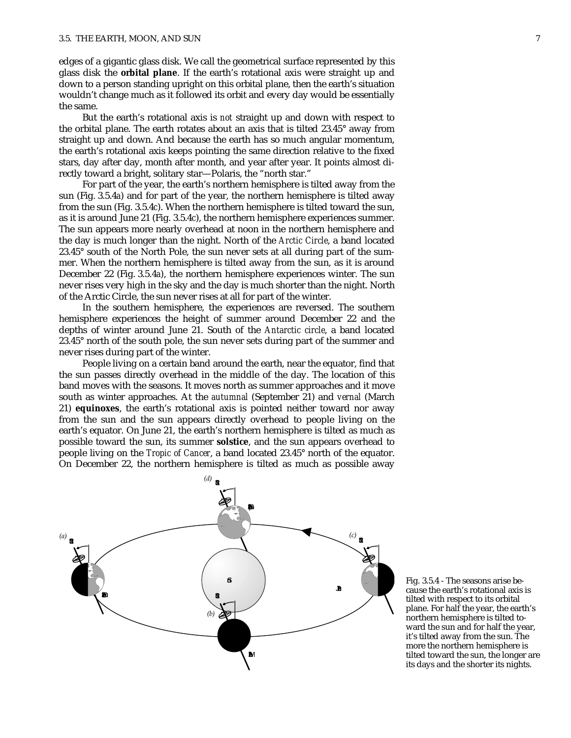edges of a gigantic glass disk. We call the geometrical surface represented by this glass disk the **orbital plane**. If the earth's rotational axis were straight up and down to a person standing upright on this orbital plane, then the earth's situation wouldn't change much as it followed its orbit and every day would be essentially the same.

But the earth's rotational axis is *not* straight up and down with respect to the orbital plane. The earth rotates about an axis that is tilted 23.45° away from straight up and down. And because the earth has so much angular momentum, the earth's rotational axis keeps pointing the same direction relative to the fixed stars, day after day, month after month, and year after year. It points almost directly toward a bright, solitary star—Polaris, the "north star."

For part of the year, the earth's northern hemisphere is tilted away from the sun (Fig. 3.5.4*a*) and for part of the year, the northern hemisphere is tilted away from the sun (Fig. 3.5.4*c*). When the northern hemisphere is tilted toward the sun, as it is around June 21 (Fig. 3.5.4*c*), the northern hemisphere experiences summer. The sun appears more nearly overhead at noon in the northern hemisphere and the day is much longer than the night. North of the *Arctic Circle*, a band located 23.45° south of the North Pole, the sun never sets at all during part of the summer. When the northern hemisphere is tilted away from the sun, as it is around December 22 (Fig. 3.5.4*a*), the northern hemisphere experiences winter. The sun never rises very high in the sky and the day is much shorter than the night. North of the Arctic Circle, the sun never rises at all for part of the winter.

In the southern hemisphere, the experiences are reversed. The southern hemisphere experiences the height of summer around December 22 and the depths of winter around June 21. South of the *Antarctic circle*, a band located 23.45° north of the south pole, the sun never sets during part of the summer and never rises during part of the winter.

People living on a certain band around the earth, near the equator, find that the sun passes directly overhead in the middle of the day. The location of this band moves with the seasons. It moves north as summer approaches and it move south as winter approaches. At the *autumnal* (September 21) and *vernal* (March 21) **equinoxes**, the earth's rotational axis is pointed neither toward nor away from the sun and the sun appears directly overhead to people living on the earth's equator. On June 21, the earth's northern hemisphere is tilted as much as possible toward the sun, its summer **solstice**, and the sun appears overhead to people living on the *Tropic of Cancer*, a band located 23.45° north of the equator. On December 22, the northern hemisphere is tilted as much as possible away

Fig. 3.5.4 - The seasons arise because the earth's rotational axis is tilted with respect to its orbital plane. For half the year, the earth's northern hemisphere is tilted toward the sun and for half the year, it's tilted away from the sun. The more the northern hemisphere is tilted toward the sun, the longer are its days and the shorter its nights.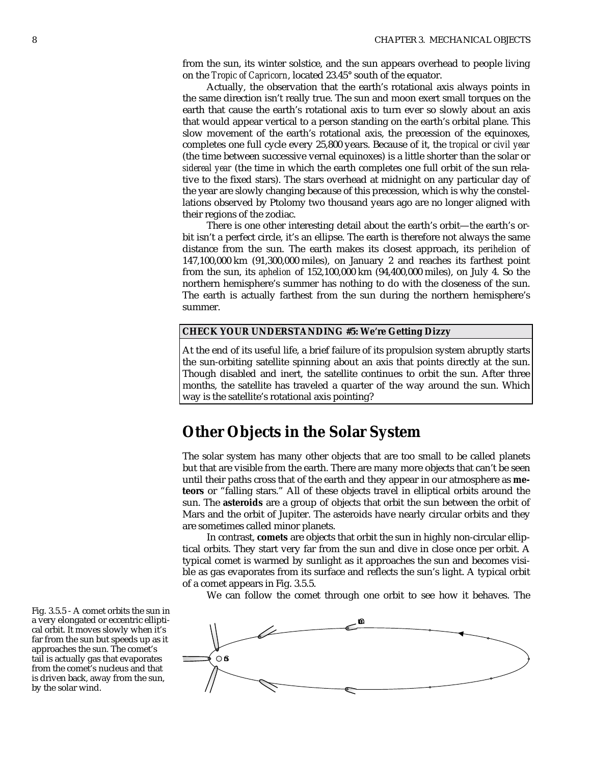from the sun, its winter solstice, and the sun appears overhead to people living on the *Tropic of Capricorn*, located 23.45° south of the equator.

Actually, the observation that the earth's rotational axis always points in the same direction isn't really true. The sun and moon exert small torques on the earth that cause the earth's rotational axis to turn ever so slowly about an axis that would appear vertical to a person standing on the earth's orbital plane. This slow movement of the earth's rotational axis, the precession of the equinoxes, completes one full cycle every 25,800 years. Because of it, the *tropical* or *civil year* (the time between successive vernal equinoxes) is a little shorter than the solar or *sidereal year* (the time in which the earth completes one full orbit of the sun relative to the fixed stars). The stars overhead at midnight on any particular day of the year are slowly changing because of this precession, which is why the constellations observed by Ptolomy two thousand years ago are no longer aligned with their regions of the zodiac.

There is one other interesting detail about the earth's orbit—the earth's orbit isn't a perfect circle, it's an ellipse. The earth is therefore not always the same distance from the sun. The earth makes its closest approach, its *perihelion* of 147,100,000 km (91,300,000 miles), on January 2 and reaches its farthest point from the sun, its *aphelion* of 152,100,000 km (94,400,000 miles), on July 4. So the northern hemisphere's summer has nothing to do with the closeness of the sun. The earth is actually farthest from the sun during the northern hemisphere's summer.

**CHECK YOUR UNDERSTANDING #5: We're Getting Dizzy**

At the end of its useful life, a brief failure of its propulsion system abruptly starts the sun-orbiting satellite spinning about an axis that points directly at the sun. Though disabled and inert, the satellite continues to orbit the sun. After three months, the satellite has traveled a quarter of the way around the sun. Which way is the satellite's rotational axis pointing?

## Other Objects in the Solar System

The solar system has many other objects that are too small to be called planets but that are visible from the earth. There are many more objects that can't be seen until their paths cross that of the earth and they appear in our atmosphere as **meteors** or "falling stars." All of these objects travel in elliptical orbits around the sun. The **asteroids** are a group of objects that orbit the sun between the orbit of Mars and the orbit of Jupiter. The asteroids have nearly circular orbits and they are sometimes called minor planets.

In contrast, **comets** are objects that orbit the sun in highly non-circular elliptical orbits. They start very far from the sun and dive in close once per orbit. A typical comet is warmed by sunlight as it approaches the sun and becomes visible as gas evaporates from its surface and reflects the sun's light. A typical orbit of a comet appears in Fig. 3.5.5.

We can follow the comet through one orbit to see how it behaves. The

Fig. 3.5.5 - A comet orbits the sun in a very elongated or eccentric elliptical orbit. It moves slowly when it's far from the sun but speeds up as it approaches the sun. The comet's tail is actually gas that evaporates from the comet's nucleus and that is driven back, away from the sun, by the solar wind.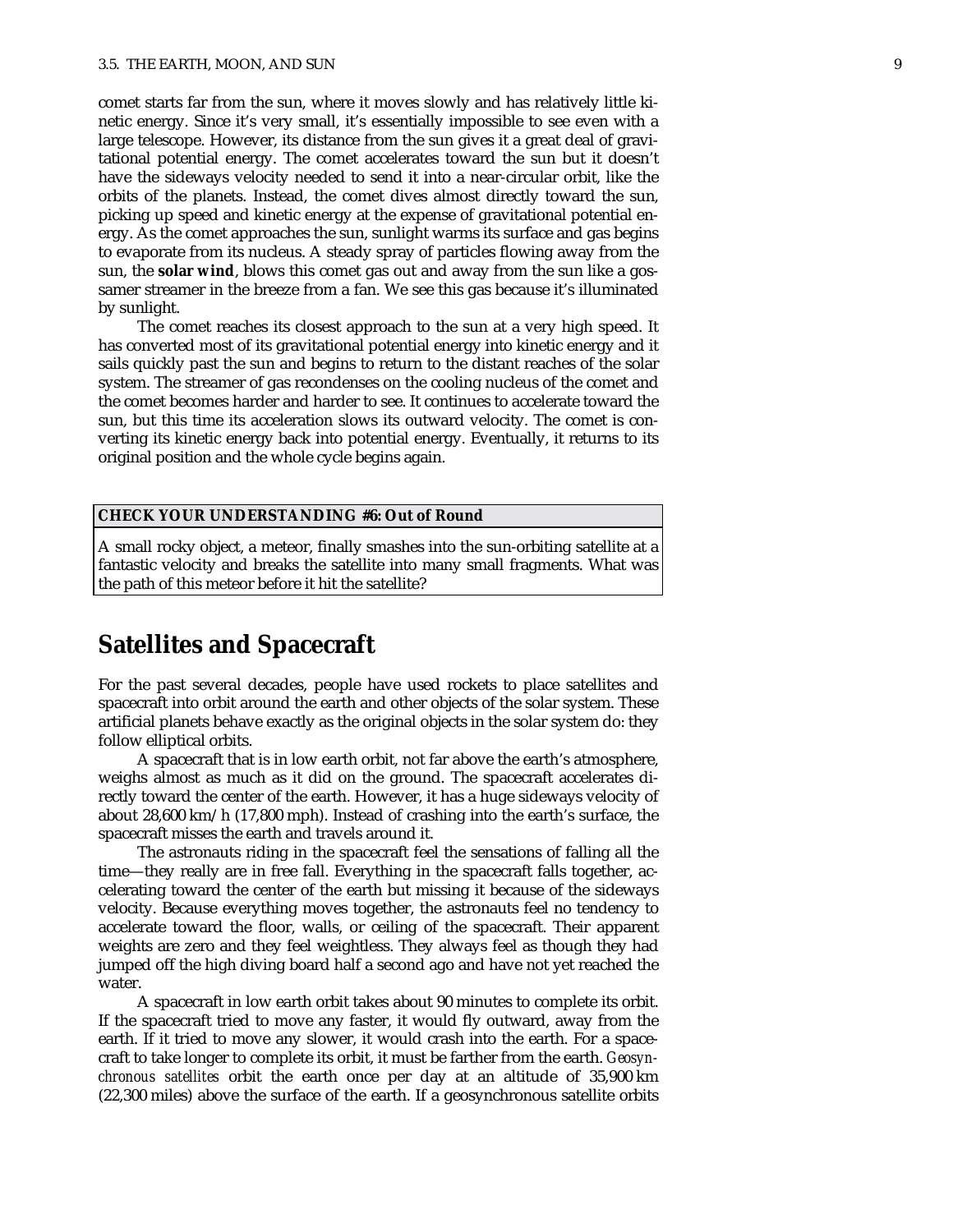comet starts far from the sun, where it moves slowly and has relatively little kinetic energy. Since it's very small, it's essentially impossible to see even with a large telescope. However, its distance from the sun gives it a great deal of gravitational potential energy. The comet accelerates toward the sun but it doesn't have the sideways velocity needed to send it into a near-circular orbit, like the orbits of the planets. Instead, the comet dives almost directly toward the sun, picking up speed and kinetic energy at the expense of gravitational potential energy. As the comet approaches the sun, sunlight warms its surface and gas begins to evaporate from its nucleus. A steady spray of particles flowing away from the sun, the **solar wind**, blows this comet gas out and away from the sun like a gossamer streamer in the breeze from a fan. We see this gas because it's illuminated by sunlight.

The comet reaches its closest approach to the sun at a very high speed. It has converted most of its gravitational potential energy into kinetic energy and it sails quickly past the sun and begins to return to the distant reaches of the solar system. The streamer of gas recondenses on the cooling nucleus of the comet and the comet becomes harder and harder to see. It continues to accelerate toward the sun, but this time its acceleration slows its outward velocity. The comet is converting its kinetic energy back into potential energy. Eventually, it returns to its original position and the whole cycle begins again.

**CHECK YOUR UNDERSTANDING #6: Out of Round**

A small rocky object, a meteor, finally smashes into the sun-orbiting satellite at a fantastic velocity and breaks the satellite into many small fragments. What was the path of this meteor before it hit the satellite?

## Satellites and Spacecraft

For the past several decades, people have used rockets to place satellites and spacecraft into orbit around the earth and other objects of the solar system. These artificial planets behave exactly as the original objects in the solar system do: they follow elliptical orbits.

A spacecraft that is in low earth orbit, not far above the earth's atmosphere, weighs almost as much as it did on the ground. The spacecraft accelerates directly toward the center of the earth. However, it has a huge sideways velocity of about 28,600 km/h (17,800 mph). Instead of crashing into the earth's surface, the spacecraft misses the earth and travels around it.

The astronauts riding in the spacecraft feel the sensations of falling all the time—they really are in free fall. Everything in the spacecraft falls together, accelerating toward the center of the earth but missing it because of the sideways velocity. Because everything moves together, the astronauts feel no tendency to accelerate toward the floor, walls, or ceiling of the spacecraft. Their apparent weights are zero and they feel weightless. They always feel as though they had jumped off the high diving board half a second ago and have not yet reached the water.

A spacecraft in low earth orbit takes about 90 minutes to complete its orbit. If the spacecraft tried to move any faster, it would fly outward, away from the earth. If it tried to move any slower, it would crash into the earth. For a spacecraft to take longer to complete its orbit, it must be farther from the earth. *Geosynchronous satellites* orbit the earth once per day at an altitude of 35,900 km (22,300 miles) above the surface of the earth. If a geosynchronous satellite orbits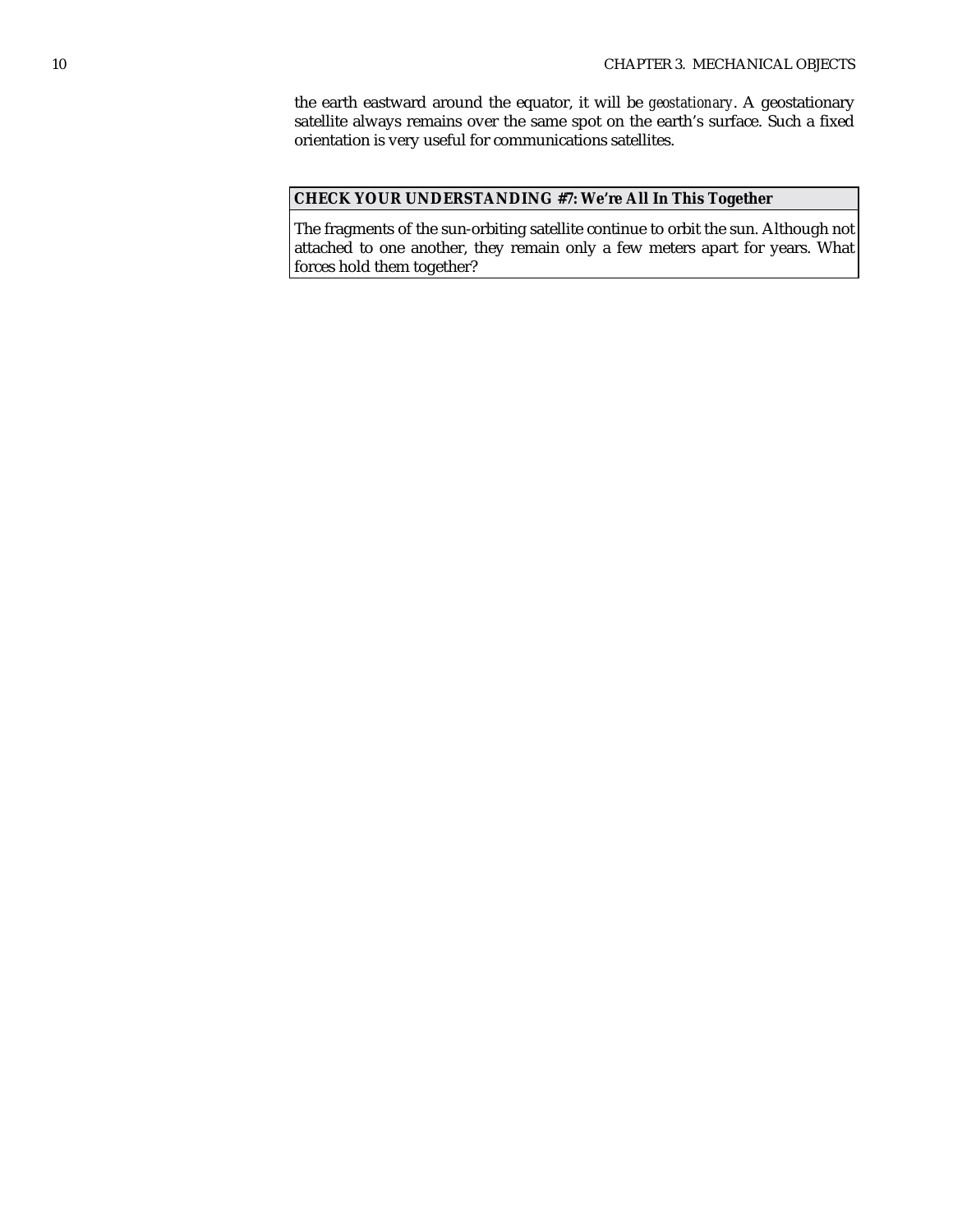the earth eastward around the equator, it will be *geostationary*. A geostationary satellite always remains over the same spot on the earth's surface. Such a fixed orientation is very useful for communications satellites.

**CHECK YOUR UNDERSTANDING #7: We're All In This Together**

The fragments of the sun-orbiting satellite continue to orbit the sun. Although not attached to one another, they remain only a few meters apart for years. What forces hold them together?